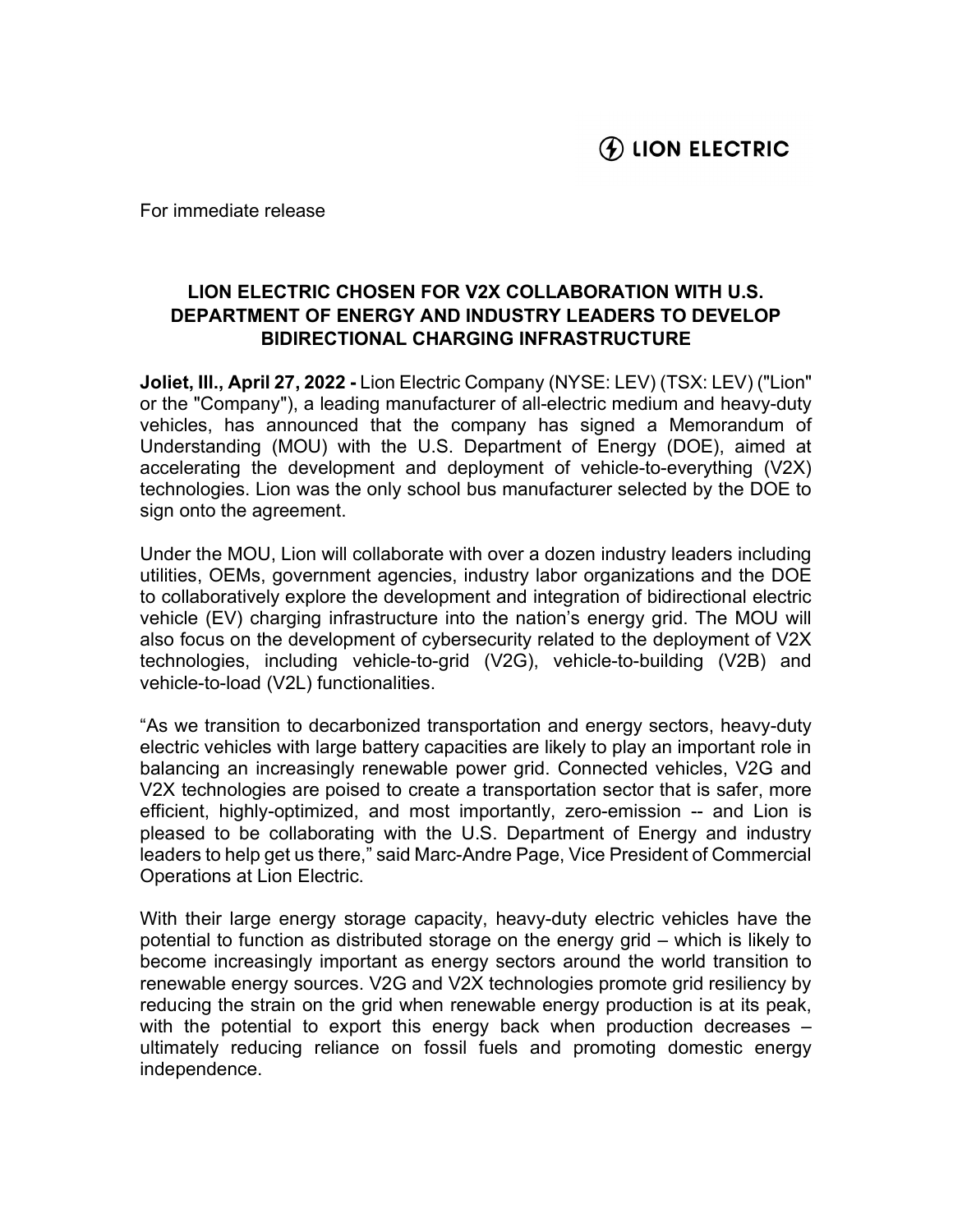LION ELECTRIC

For immediate release

# LION ELECTRIC CHOSEN FOR V2X COLLABORATION WITH U.S. DEPARTMENT OF ENERGY AND INDUSTRY LEADERS TO DEVELOP BIDIRECTIONAL CHARGING INFRASTRUCTURE

**Joliet, Ill., April 27, 2022 -** Lion Electric Company (NYSE: LEV) (TSX: LEV) ("Lion" or the "Company"), a leading manufacturer of all-electric medium and heavy-duty vehicles, has announced that the company has signed a Memorandum of Understanding (MOU) with the U.S. Department of Energy (DOE), aimed at accelerating the development and deployment of vehicle-to-everything (V2X) technologies. Lion was the only school bus manufacturer selected by the DOE to sign onto the agreement.

Under the MOU, Lion will collaborate with over a dozen industry leaders including utilities, OEMs, government agencies, industry labor organizations and the DOE to collaboratively explore the development and integration of bidirectional electric vehicle (EV) charging infrastructure into the nation's energy grid. The MOU will also focus on the development of cybersecurity related to the deployment of V2X technologies, including vehicle-to-grid (V2G), vehicle-to-building (V2B) and vehicle-to-load (V2L) functionalities.

"As we transition to decarbonized transportation and energy sectors, heavy-duty electric vehicles with large battery capacities are likely to play an important role in balancing an increasingly renewable power grid. Connected vehicles, V2G and V2X technologies are poised to create a transportation sector that is safer, more efficient, highly-optimized, and most importantly, zero-emission -- and Lion is pleased to be collaborating with the U.S. Department of Energy and industry leaders to help get us there," said Marc-Andre Page, Vice President of Commercial Operations at Lion Electric.

With their large energy storage capacity, heavy-duty electric vehicles have the potential to function as distributed storage on the energy grid – which is likely to become increasingly important as energy sectors around the world transition to renewable energy sources. V2G and V2X technologies promote grid resiliency by reducing the strain on the grid when renewable energy production is at its peak, with the potential to export this energy back when production decreases – ultimately reducing reliance on fossil fuels and promoting domestic energy independence.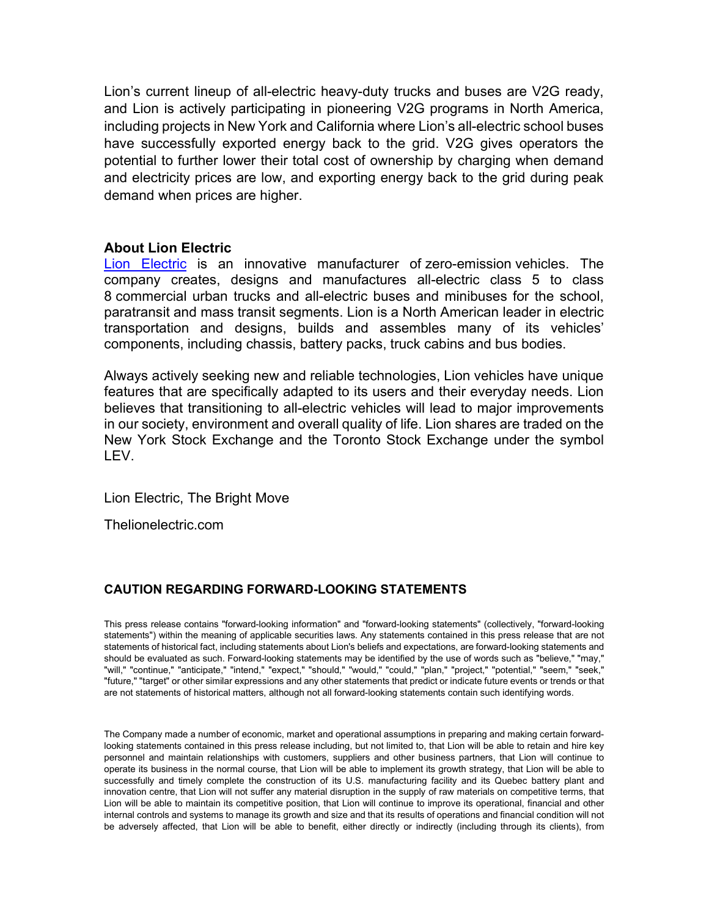Lion's current lineup of all-electric heavy-duty trucks and buses are V2G ready, and Lion is actively participating in pioneering V2G programs in North America, including projects in New York and California where Lion's all-electric school buses have successfully exported energy back to the grid. V2G gives operators the potential to further lower their total cost of ownership by charging when demand and electricity prices are low, and exporting energy back to the grid during peak demand when prices are higher.

**About Lion Electric**

[Lion Electric](Thelionelectric.com) is an innovative manufacturer of zero-emission vehicles. The company creates, designs and manufactures all-electric class 5 to class 8 commercial urban trucks and all-electric buses and minibuses for the school, paratransit and mass transit segments. Lion is a North American leader in electric transportation and designs, builds and assembles many of its vehicles' components, including chassis, battery packs, truck cabins and bus bodies.

Always actively seeking new and reliable technologies, Lion vehicles have unique features that are specifically adapted to its users and their everyday needs. Lion believes that transitioning to all-electric vehicles will lead to major improvements in our society, environment and overall quality of life. Lion shares are traded on the New York Stock Exchange and the Toronto Stock Exchange under the symbol LEV.

Lion Electric, The Bright Move

Thelionelectric.com

**CAUTION REGARDING FORWARD-LOOKING STATEMENTS**

This press release contains "forward-looking information" and "forward-looking statements" (collectively, "forward-looking statements") within the meaning of applicable securities laws. Any statements contained in this press release that are not statements of historical fact, including statements about Lion's beliefs and expectations, are forward-looking statements and should be evaluated as such. Forward-looking statements may be identified by the use of words such as "believe," "may," "will," "continue," "anticipate," "intend," "expect," "should," "would," "could," "plan," "project," "potential," "seem," "seek," "future," "target" or other similar expressions and any other statements that predict or indicate future events or trends or that are not statements of historical matters, although not all forward-looking statements contain such identifying words.

The Company made a number of economic, market and operational assumptions in preparing and making certain forward-looking statements contained in this press release including, but not limited to, that Lion will be able to retain and hire key personnel and maintain relationships with customers, suppliers and other business partners, that Lion will continue to operate its business in the normal course, that Lion will be able to implement its growth strategy, that Lion will be able to successfully and timely complete the construction of its U.S. manufacturing facility and its Quebec battery plant and innovation centre, that Lion will not suffer any material disruption in the supply of raw materials on competitive terms, that Lion will be able to maintain its competitive position, that Lion will continue to improve its operational, financial and other internal controls and systems to manage its growth and size and that its results of operations and financial condition will not be adversely affected, that Lion will be able to benefit, either directly or indirectly (including through its clients), from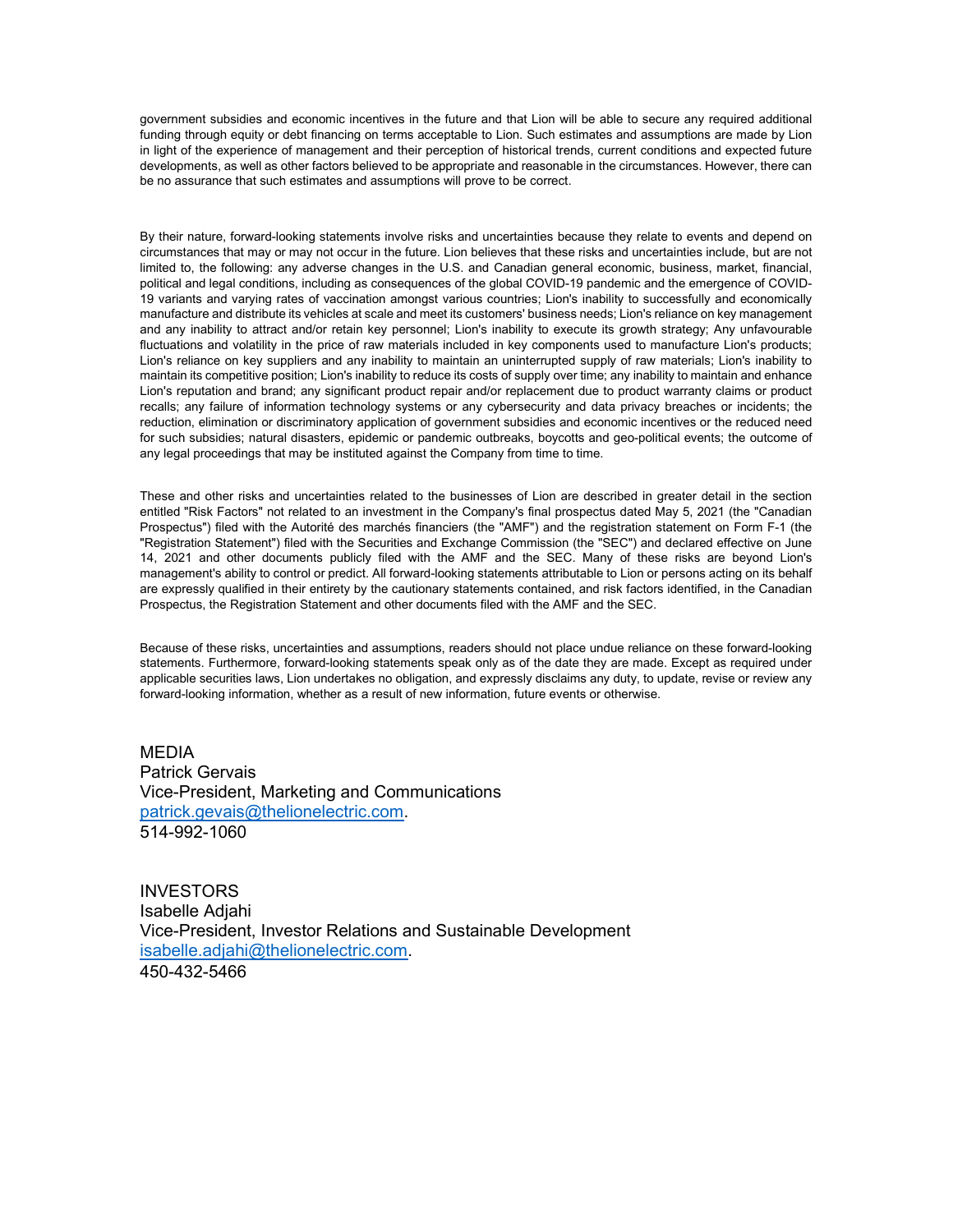government subsidies and economic incentives in the future and that Lion will be able to secure any required additional funding through equity or debt financing on terms acceptable to Lion. Such estimates and assumptions are made by Lion in light of the experience of management and their perception of historical trends, current conditions and expected future developments, as well as other factors believed to be appropriate and reasonable in the circumstances. However, there can be no assurance that such estimates and assumptions will prove to be correct.

By their nature, forward-looking statements involve risks and uncertainties because they relate to events and depend on circumstances that may or may not occur in the future. Lion believes that these risks and uncertainties include, but are not limited to, the following: any adverse changes in the U.S. and Canadian general economic, business, market, financial, political and legal conditions, including as consequences of the global COVID-19 pandemic and the emergence of COVID-19 variants and varying rates of vaccination amongst various countries; Lion's inability to successfully and economically manufacture and distribute its vehicles at scale and meet its customers' business needs; Lion's reliance on key management and any inability to attract and/or retain key personnel; Lion's inability to execute its growth strategy; Any unfavourable fluctuations and volatility in the price of raw materials included in key components used to manufacture Lion's products; Lion's reliance on key suppliers and any inability to maintain an uninterrupted supply of raw materials; Lion's inability to maintain its competitive position; Lion's inability to reduce its costs of supply over time; any inability to maintain and enhance Lion's reputation and brand; any significant product repair and/or replacement due to product warranty claims or product recalls; any failure of information technology systems or any cybersecurity and data privacy breaches or incidents; the reduction, elimination or discriminatory application of government subsidies and economic incentives or the reduced need for such subsidies; natural disasters, epidemic or pandemic outbreaks, boycotts and geo-political events; the outcome of any legal proceedings that may be instituted against the Company from time to time.

These and other risks and uncertainties related to the businesses of Lion are described in greater detail in the section entitled "Risk Factors" not related to an investment in the Company's final prospectus dated May 5, 2021 (the "Canadian Prospectus") filed with the Autorité des marchés financiers (the "AMF") and the registration statement on Form F-1 (the "Registration Statement") filed with the Securities and Exchange Commission (the "SEC") and declared effective on June 14, 2021 and other documents publicly filed with the AMF and the SEC. Many of these risks are beyond Lion's management's ability to control or predict. All forward-looking statements attributable to Lion or persons acting on its behalf are expressly qualified in their entirety by the cautionary statements contained, and risk factors identified, in the Canadian Prospectus, the Registration Statement and other documents filed with the AMF and the SEC.

Because of these risks, uncertainties and assumptions, readers should not place undue reliance on these forward-looking statements. Furthermore, forward-looking statements speak only as of the date they are made. Except as required under applicable securities laws, Lion undertakes no obligation, and expressly disclaims any duty, to update, revise or review any forward-looking information, whether as a result of new information, future events or otherwise.

MEDIA
Patrick Gervais
Vice-President, Marketing and Communications
patrick.gevais@thelionelectric.com.
514-992-1060

INVESTORS
Isabelle Adjahi
Vice-President, Investor Relations and Sustainable Development
isabelle.adjahi@thelionelectric.com.
450-432-5466